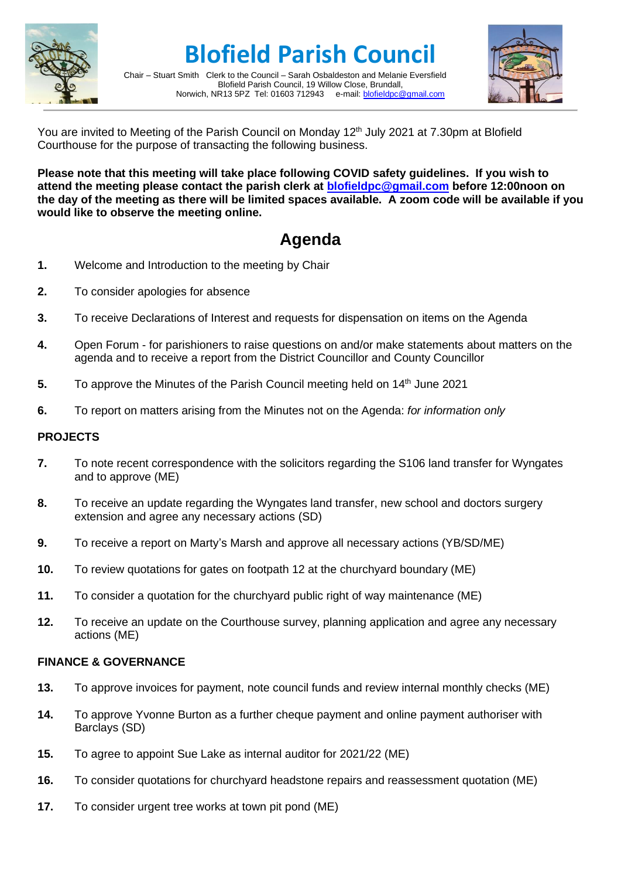# Blofield Parish Council

Chair – Stuart Smith   Clerk to the Council – Sarah Osbaldeston and Melanie Eversfield
Blofield Parish Council, 19 Willow Close, Brundall,
Norwich, NR13 5PZ  Tel: 01603 712943    e-mail: blofieldpc@gmail.com

You are invited to Meeting of the Parish Council on Monday 12th July 2021 at 7.30pm at Blofield Courthouse for the purpose of transacting the following business.

**Please note that this meeting will take place following COVID safety guidelines. If you wish to attend the meeting please contact the parish clerk at blofieldpc@gmail.com before 12:00noon on the day of the meeting as there will be limited spaces available. A zoom code will be available if you would like to observe the meeting online.**

## Agenda

**1.** Welcome and Introduction to the meeting by Chair

**2.** To consider apologies for absence

**3.** To receive Declarations of Interest and requests for dispensation on items on the Agenda

**4.** Open Forum - for parishioners to raise questions on and/or make statements about matters on the agenda and to receive a report from the District Councillor and County Councillor

**5.** To approve the Minutes of the Parish Council meeting held on 14th June 2021

**6.** To report on matters arising from the Minutes not on the Agenda: *for information only*

### PROJECTS

**7.** To note recent correspondence with the solicitors regarding the S106 land transfer for Wyngates and to approve (ME)

**8.** To receive an update regarding the Wyngates land transfer, new school and doctors surgery extension and agree any necessary actions (SD)

**9.** To receive a report on Marty's Marsh and approve all necessary actions (YB/SD/ME)

**10.** To review quotations for gates on footpath 12 at the churchyard boundary (ME)

**11.** To consider a quotation for the churchyard public right of way maintenance (ME)

**12.** To receive an update on the Courthouse survey, planning application and agree any necessary actions (ME)

### FINANCE & GOVERNANCE

**13.** To approve invoices for payment, note council funds and review internal monthly checks (ME)

**14.** To approve Yvonne Burton as a further cheque payment and online payment authoriser with Barclays (SD)

**15.** To agree to appoint Sue Lake as internal auditor for 2021/22 (ME)

**16.** To consider quotations for churchyard headstone repairs and reassessment quotation (ME)

**17.** To consider urgent tree works at town pit pond (ME)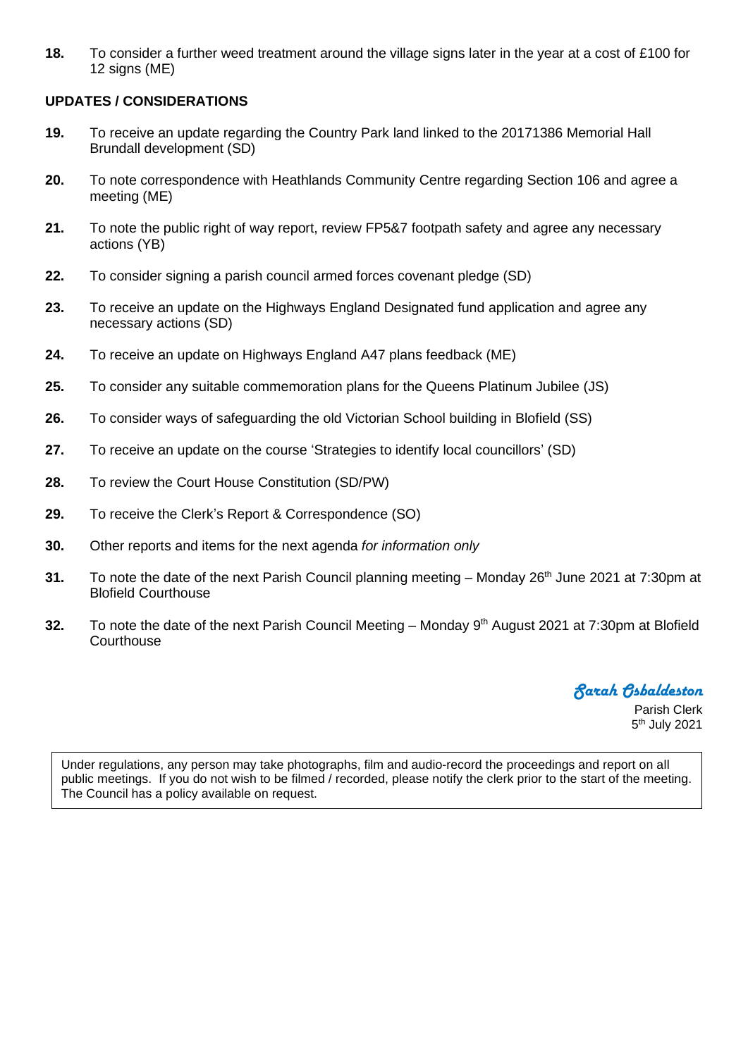**18.** To consider a further weed treatment around the village signs later in the year at a cost of £100 for 12 signs (ME)

**UPDATES / CONSIDERATIONS**

**19.** To receive an update regarding the Country Park land linked to the 20171386 Memorial Hall Brundall development (SD)

**20.** To note correspondence with Heathlands Community Centre regarding Section 106 and agree a meeting (ME)

**21.** To note the public right of way report, review FP5&7 footpath safety and agree any necessary actions (YB)

**22.** To consider signing a parish council armed forces covenant pledge (SD)

**23.** To receive an update on the Highways England Designated fund application and agree any necessary actions (SD)

**24.** To receive an update on Highways England A47 plans feedback (ME)

**25.** To consider any suitable commemoration plans for the Queens Platinum Jubilee (JS)

**26.** To consider ways of safeguarding the old Victorian School building in Blofield (SS)

**27.** To receive an update on the course 'Strategies to identify local councillors' (SD)

**28.** To review the Court House Constitution (SD/PW)

**29.** To receive the Clerk's Report & Correspondence (SO)

**30.** Other reports and items for the next agenda *for information only*

**31.** To note the date of the next Parish Council planning meeting – Monday 26th June 2021 at 7:30pm at Blofield Courthouse

**32.** To note the date of the next Parish Council Meeting – Monday 9th August 2021 at 7:30pm at Blofield Courthouse

*Sarah Osbaldeston*
Parish Clerk
5th July 2021

Under regulations, any person may take photographs, film and audio-record the proceedings and report on all public meetings. If you do not wish to be filmed / recorded, please notify the clerk prior to the start of the meeting. The Council has a policy available on request.